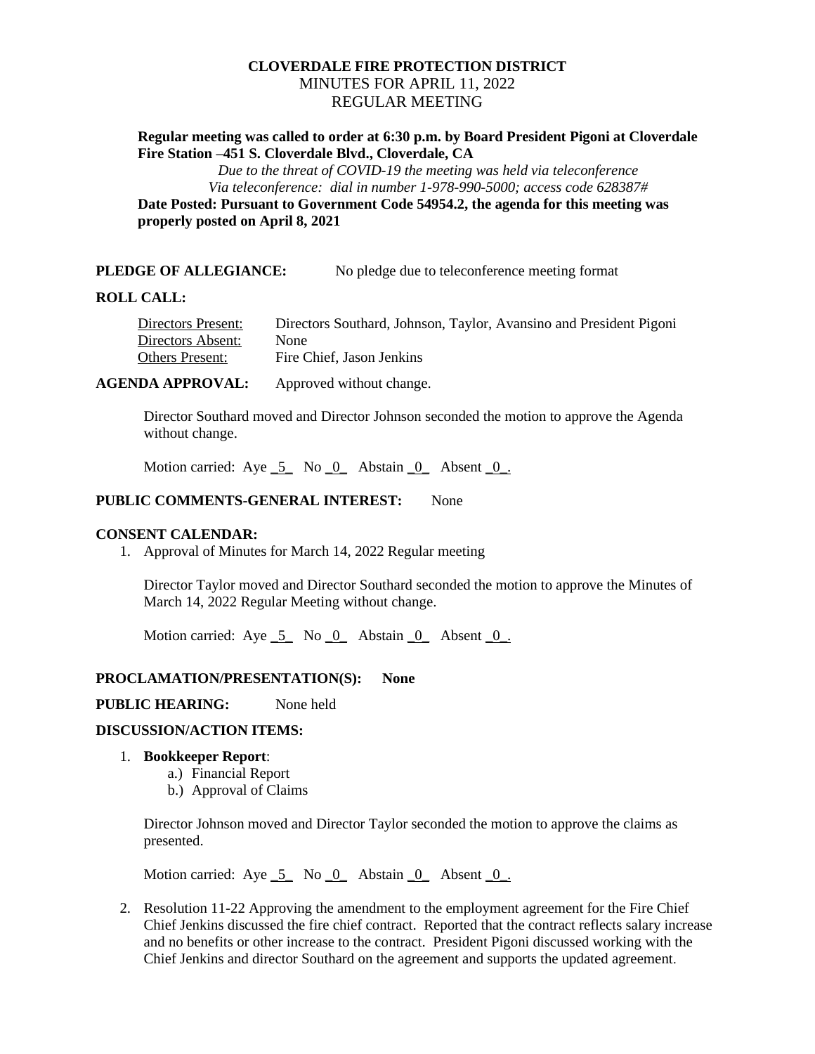**CLOVERDALE FIRE PROTECTION DISTRICT**
MINUTES FOR APRIL 11, 2022
REGULAR MEETING

**Regular meeting was called to order at 6:30 p.m. by Board President Pigoni at Cloverdale Fire Station –451 S. Cloverdale Blvd., Cloverdale, CA**

*Due to the threat of COVID-19 the meeting was held via teleconference*
*Via teleconference: dial in number 1-978-990-5000; access code 628387#*

**Date Posted: Pursuant to Government Code 54954.2, the agenda for this meeting was properly posted on April 8, 2021**

**PLEDGE OF ALLEGIANCE:** No pledge due to teleconference meeting format

**ROLL CALL:**

Directors Present: Directors Southard, Johnson, Taylor, Avansino and President Pigoni
Directors Absent: None
Others Present: Fire Chief, Jason Jenkins

**AGENDA APPROVAL:** Approved without change.

Director Southard moved and Director Johnson seconded the motion to approve the Agenda without change.

Motion carried: Aye _5_ No _0_ Abstain _0_ Absent _0_.

**PUBLIC COMMENTS-GENERAL INTEREST:** None

**CONSENT CALENDAR:**

1. Approval of Minutes for March 14, 2022 Regular meeting

   Director Taylor moved and Director Southard seconded the motion to approve the Minutes of March 14, 2022 Regular Meeting without change.

   Motion carried: Aye _5_ No _0_ Abstain _0_ Absent _0_.

**PROCLAMATION/PRESENTATION(S): None**

**PUBLIC HEARING:** None held

**DISCUSSION/ACTION ITEMS:**

1. **Bookkeeper Report**:
   a.) Financial Report
   b.) Approval of Claims

   Director Johnson moved and Director Taylor seconded the motion to approve the claims as presented.

   Motion carried: Aye _5_ No _0_ Abstain _0_ Absent _0_.

2. Resolution 11-22 Approving the amendment to the employment agreement for the Fire Chief Chief Jenkins discussed the fire chief contract. Reported that the contract reflects salary increase and no benefits or other increase to the contract. President Pigoni discussed working with the Chief Jenkins and director Southard on the agreement and supports the updated agreement.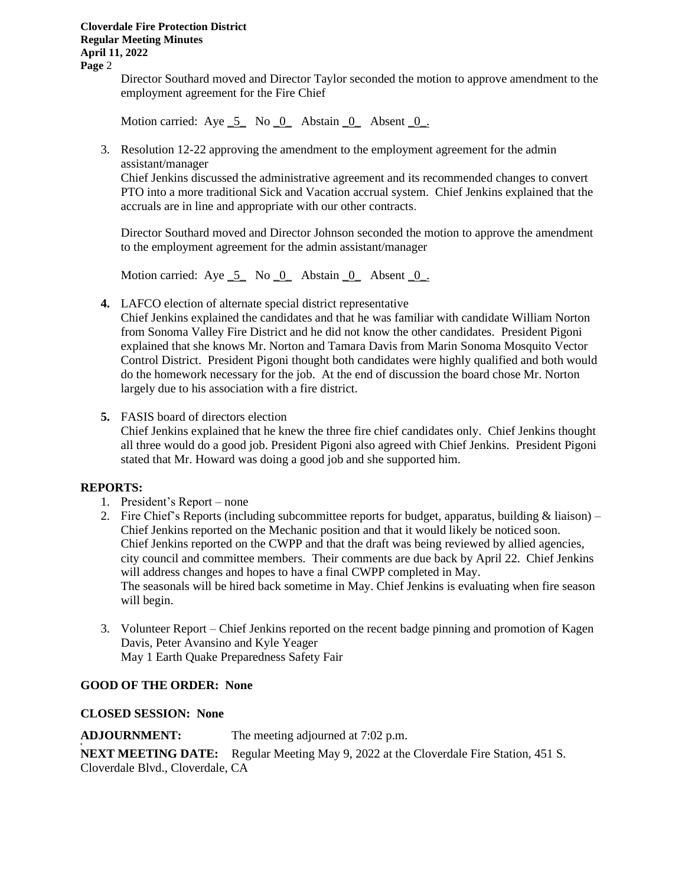Director Southard moved and Director Taylor seconded the motion to approve amendment to the employment agreement for the Fire Chief

Motion carried: Aye _5_ No _0_ Abstain _0_ Absent _0_.

3. Resolution 12-22 approving the amendment to the employment agreement for the admin assistant/manager

   Chief Jenkins discussed the administrative agreement and its recommended changes to convert PTO into a more traditional Sick and Vacation accrual system. Chief Jenkins explained that the accruals are in line and appropriate with our other contracts.

   Director Southard moved and Director Johnson seconded the motion to approve the amendment to the employment agreement for the admin assistant/manager

   Motion carried: Aye _5_ No _0_ Abstain _0_ Absent _0_.

4. LAFCO election of alternate special district representative

   Chief Jenkins explained the candidates and that he was familiar with candidate William Norton from Sonoma Valley Fire District and he did not know the other candidates. President Pigoni explained that she knows Mr. Norton and Tamara Davis from Marin Sonoma Mosquito Vector Control District. President Pigoni thought both candidates were highly qualified and both would do the homework necessary for the job. At the end of discussion the board chose Mr. Norton largely due to his association with a fire district.

5. FASIS board of directors election

   Chief Jenkins explained that he knew the three fire chief candidates only. Chief Jenkins thought all three would do a good job. President Pigoni also agreed with Chief Jenkins. President Pigoni stated that Mr. Howard was doing a good job and she supported him.

**REPORTS:**

1. President's Report – none
2. Fire Chief's Reports (including subcommittee reports for budget, apparatus, building & liaison) – Chief Jenkins reported on the Mechanic position and that it would likely be noticed soon. Chief Jenkins reported on the CWPP and that the draft was being reviewed by allied agencies, city council and committee members. Their comments are due back by April 22. Chief Jenkins will address changes and hopes to have a final CWPP completed in May.
   The seasonals will be hired back sometime in May. Chief Jenkins is evaluating when fire season will begin.

3. Volunteer Report – Chief Jenkins reported on the recent badge pinning and promotion of Kagen Davis, Peter Avansino and Kyle Yeager
   May 1 Earth Quake Preparedness Safety Fair

**GOOD OF THE ORDER: None**

**CLOSED SESSION: None**

**ADJOURNMENT:** The meeting adjourned at 7:02 p.m.

**NEXT MEETING DATE:** Regular Meeting May 9, 2022 at the Cloverdale Fire Station, 451 S. Cloverdale Blvd., Cloverdale, CA